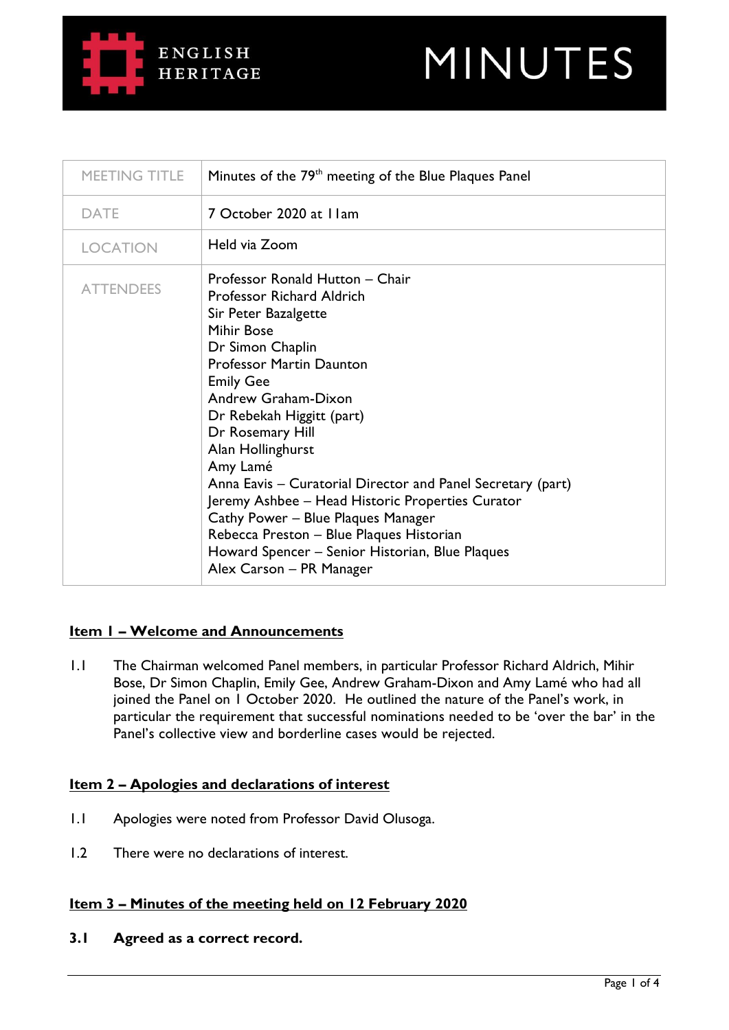ENGLISH HERITAGE

# MINUTES

| MEETING TITLE | Minutes of the 79th meeting of the Blue Plaques Panel |
|---|---|
| DATE | 7 October 2020 at 11am |
| LOCATION | Held via Zoom |
| ATTENDEES | Professor Ronald Hutton – Chair<br>Professor Richard Aldrich<br>Sir Peter Bazalgette<br>Mihir Bose<br>Dr Simon Chaplin<br>Professor Martin Daunton<br>Emily Gee<br>Andrew Graham-Dixon<br>Dr Rebekah Higgitt (part)<br>Dr Rosemary Hill<br>Alan Hollinghurst<br>Amy Lamé<br>Anna Eavis – Curatorial Director and Panel Secretary (part)<br>Jeremy Ashbee – Head Historic Properties Curator<br>Cathy Power – Blue Plaques Manager<br>Rebecca Preston – Blue Plaques Historian<br>Howard Spencer – Senior Historian, Blue Plaques<br>Alex Carson – PR Manager |

## Item 1 – Welcome and Announcements

1.1 The Chairman welcomed Panel members, in particular Professor Richard Aldrich, Mihir Bose, Dr Simon Chaplin, Emily Gee, Andrew Graham-Dixon and Amy Lamé who had all joined the Panel on 1 October 2020. He outlined the nature of the Panel's work, in particular the requirement that successful nominations needed to be 'over the bar' in the Panel's collective view and borderline cases would be rejected.

## Item 2 – Apologies and declarations of interest

1.1 Apologies were noted from Professor David Olusoga.

1.2 There were no declarations of interest.

## Item 3 – Minutes of the meeting held on 12 February 2020

**3.1 Agreed as a correct record.**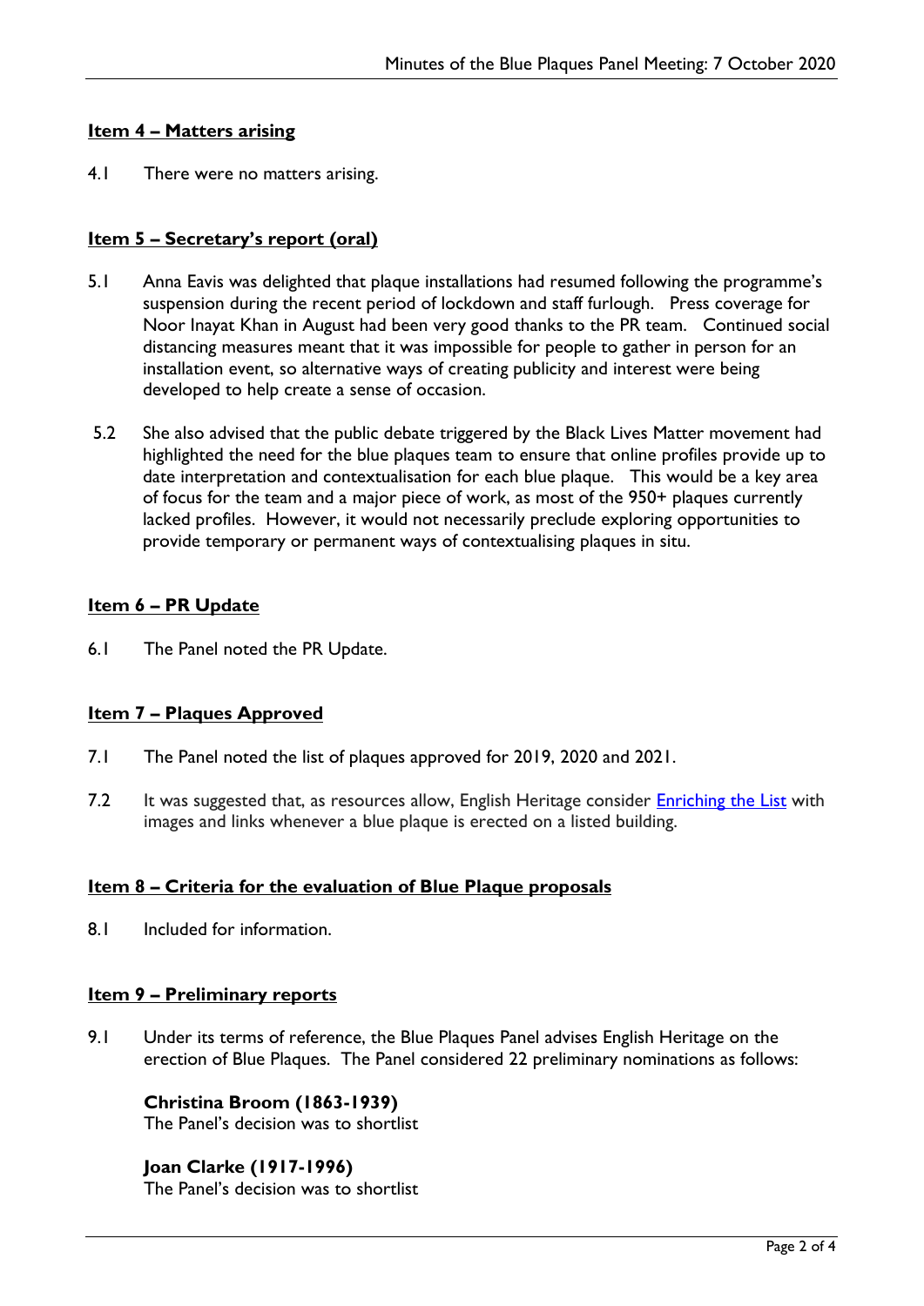## Item 4 – Matters arising

4.1 There were no matters arising.

## Item 5 – Secretary's report (oral)

5.1 Anna Eavis was delighted that plaque installations had resumed following the programme's suspension during the recent period of lockdown and staff furlough. Press coverage for Noor Inayat Khan in August had been very good thanks to the PR team. Continued social distancing measures meant that it was impossible for people to gather in person for an installation event, so alternative ways of creating publicity and interest were being developed to help create a sense of occasion.

5.2 She also advised that the public debate triggered by the Black Lives Matter movement had highlighted the need for the blue plaques team to ensure that online profiles provide up to date interpretation and contextualisation for each blue plaque. This would be a key area of focus for the team and a major piece of work, as most of the 950+ plaques currently lacked profiles. However, it would not necessarily preclude exploring opportunities to provide temporary or permanent ways of contextualising plaques in situ.

## Item 6 – PR Update

6.1 The Panel noted the PR Update.

## Item 7 – Plaques Approved

7.1 The Panel noted the list of plaques approved for 2019, 2020 and 2021.

7.2 It was suggested that, as resources allow, English Heritage consider Enriching the List with images and links whenever a blue plaque is erected on a listed building.

## Item 8 – Criteria for the evaluation of Blue Plaque proposals

8.1 Included for information.

## Item 9 – Preliminary reports

9.1 Under its terms of reference, the Blue Plaques Panel advises English Heritage on the erection of Blue Plaques. The Panel considered 22 preliminary nominations as follows:

**Christina Broom (1863-1939)**
The Panel's decision was to shortlist

**Joan Clarke (1917-1996)**
The Panel's decision was to shortlist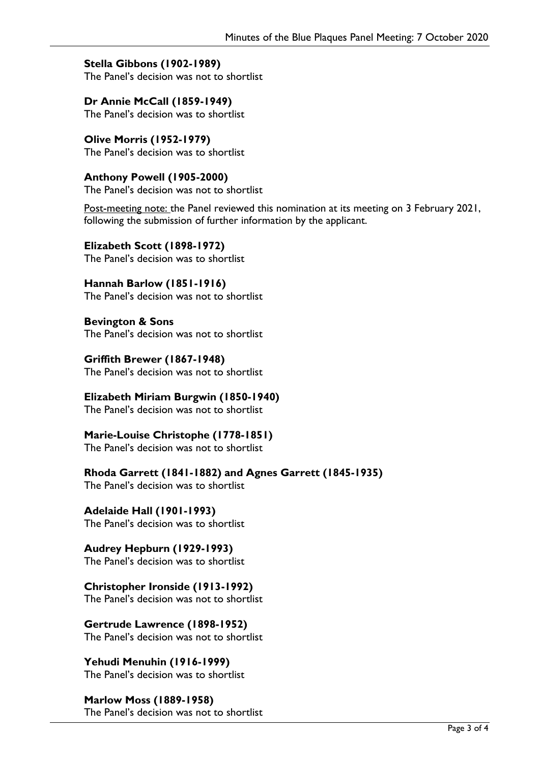**Stella Gibbons (1902-1989)**
The Panel's decision was not to shortlist

**Dr Annie McCall (1859-1949)**
The Panel's decision was to shortlist

**Olive Morris (1952-1979)**
The Panel's decision was to shortlist

**Anthony Powell (1905-2000)**
The Panel's decision was not to shortlist

Post-meeting note: the Panel reviewed this nomination at its meeting on 3 February 2021, following the submission of further information by the applicant.

**Elizabeth Scott (1898-1972)**
The Panel's decision was to shortlist

**Hannah Barlow (1851-1916)**
The Panel's decision was not to shortlist

**Bevington & Sons**
The Panel's decision was not to shortlist

**Griffith Brewer (1867-1948)**
The Panel's decision was not to shortlist

**Elizabeth Miriam Burgwin (1850-1940)**
The Panel's decision was not to shortlist

**Marie-Louise Christophe (1778-1851)**
The Panel's decision was not to shortlist

**Rhoda Garrett (1841-1882) and Agnes Garrett (1845-1935)**
The Panel's decision was to shortlist

**Adelaide Hall (1901-1993)**
The Panel's decision was to shortlist

**Audrey Hepburn (1929-1993)**
The Panel's decision was to shortlist

**Christopher Ironside (1913-1992)**
The Panel's decision was not to shortlist

**Gertrude Lawrence (1898-1952)**
The Panel's decision was not to shortlist

**Yehudi Menuhin (1916-1999)**
The Panel's decision was to shortlist

**Marlow Moss (1889-1958)**
The Panel's decision was not to shortlist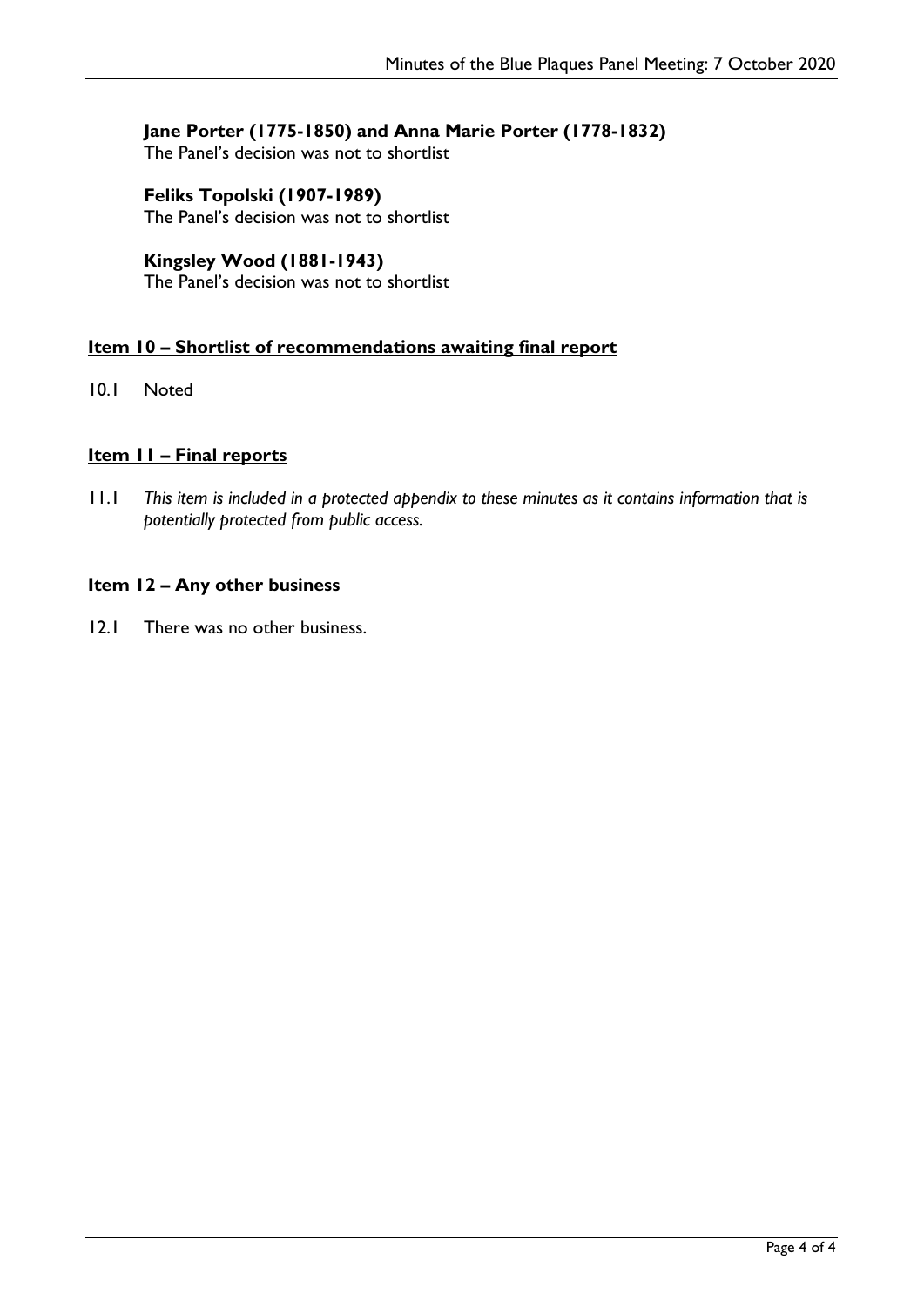**Jane Porter (1775-1850) and Anna Marie Porter (1778-1832)**
The Panel's decision was not to shortlist

**Feliks Topolski (1907-1989)**
The Panel's decision was not to shortlist

**Kingsley Wood (1881-1943)**
The Panel's decision was not to shortlist

## Item 10 – Shortlist of recommendations awaiting final report

10.1 Noted

## Item 11 – Final reports

11.1 *This item is included in a protected appendix to these minutes as it contains information that is potentially protected from public access.*

## Item 12 – Any other business

12.1 There was no other business.